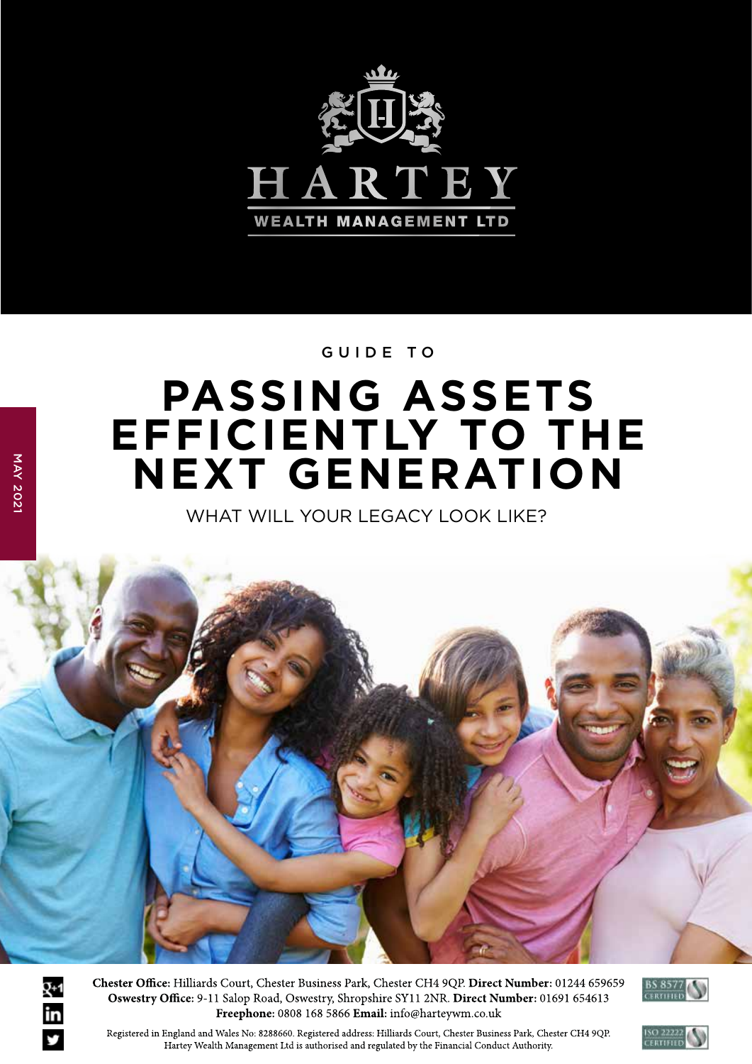HARTEY

WEALTH MANAGEMENT LTD

MAY 2021

GUIDE TO

# PASSING ASSETS EFFICIENTLY TO THE NEXT GENERATION

WHAT WILL YOUR LEGACY LOOK LIKE?

**Chester Office:** Hilliards Court, Chester Business Park, Chester CH4 9QP. **Direct Number:** 01244 659659
**Oswestry Office:** 9-11 Salop Road, Oswestry, Shropshire SY11 2NR. **Direct Number:** 01691 654613
**Freephone:** 0808 168 5866 **Email:** info@harteywm.co.uk

Registered in England and Wales No: 8288660. Registered address: Hilliards Court, Chester Business Park, Chester CH4 9QP.
Hartey Wealth Management Ltd is authorised and regulated by the Financial Conduct Authority.

BS 8577 CERTIFIED

ISO 22222 CERTIFIED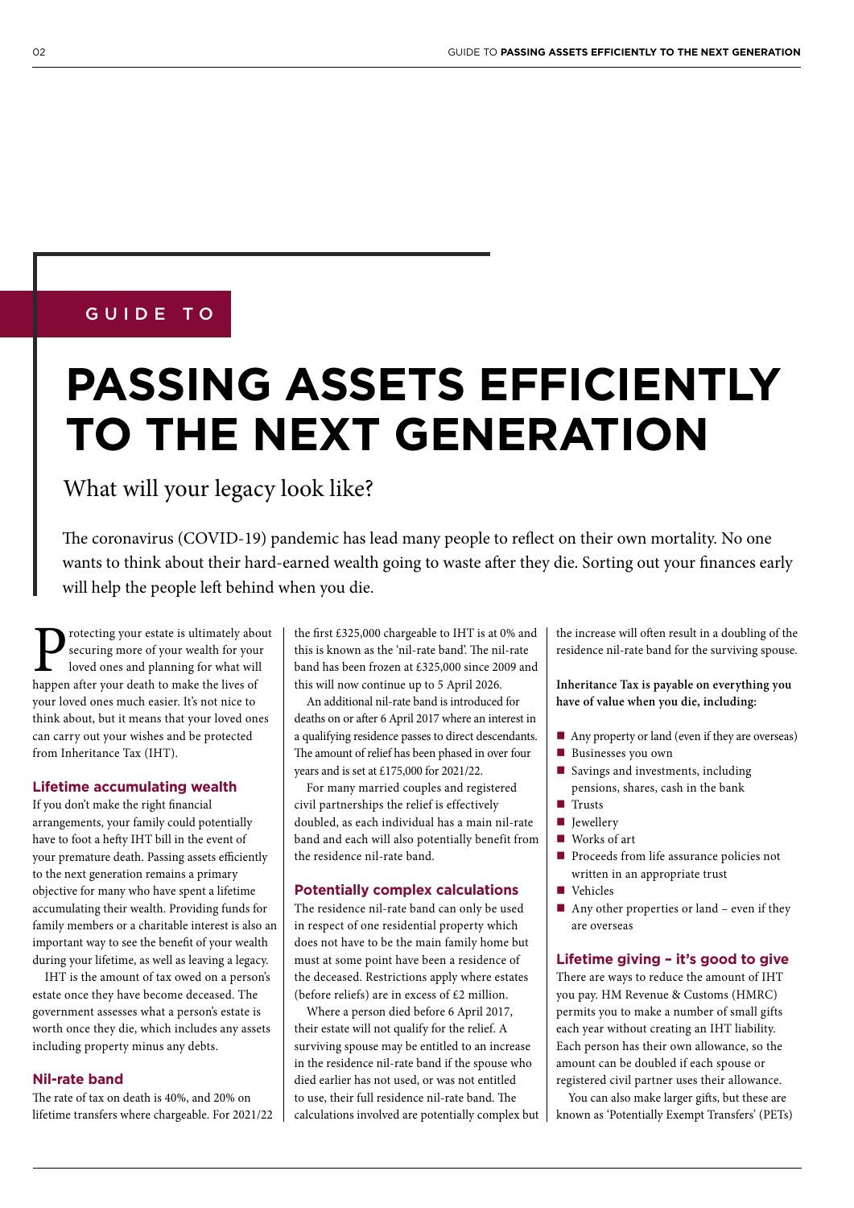GUIDE TO

# PASSING ASSETS EFFICIENTLY TO THE NEXT GENERATION

## What will your legacy look like?

The coronavirus (COVID-19) pandemic has lead many people to reflect on their own mortality. No one wants to think about their hard-earned wealth going to waste after they die. Sorting out your finances early will help the people left behind when you die.

Protecting your estate is ultimately about securing more of your wealth for your loved ones and planning for what will happen after your death to make the lives of your loved ones much easier. It's not nice to think about, but it means that your loved ones can carry out your wishes and be protected from Inheritance Tax (IHT).

### Lifetime accumulating wealth

If you don't make the right financial arrangements, your family could potentially have to foot a hefty IHT bill in the event of your premature death. Passing assets efficiently to the next generation remains a primary objective for many who have spent a lifetime accumulating their wealth. Providing funds for family members or a charitable interest is also an important way to see the benefit of your wealth during your lifetime, as well as leaving a legacy.

IHT is the amount of tax owed on a person's estate once they have become deceased. The government assesses what a person's estate is worth once they die, which includes any assets including property minus any debts.

### Nil-rate band

The rate of tax on death is 40%, and 20% on lifetime transfers where chargeable. For 2021/22 the first £325,000 chargeable to IHT is at 0% and this is known as the 'nil-rate band'. The nil-rate band has been frozen at £325,000 since 2009 and this will now continue up to 5 April 2026.

An additional nil-rate band is introduced for deaths on or after 6 April 2017 where an interest in a qualifying residence passes to direct descendants. The amount of relief has been phased in over four years and is set at £175,000 for 2021/22.

For many married couples and registered civil partnerships the relief is effectively doubled, as each individual has a main nil-rate band and each will also potentially benefit from the residence nil-rate band.

### Potentially complex calculations

The residence nil-rate band can only be used in respect of one residential property which does not have to be the main family home but must at some point have been a residence of the deceased. Restrictions apply where estates (before reliefs) are in excess of £2 million.

Where a person died before 6 April 2017, their estate will not qualify for the relief. A surviving spouse may be entitled to an increase in the residence nil-rate band if the spouse who died earlier has not used, or was not entitled to use, their full residence nil-rate band. The calculations involved are potentially complex but the increase will often result in a doubling of the residence nil-rate band for the surviving spouse.

**Inheritance Tax is payable on everything you have of value when you die, including:**

- Any property or land (even if they are overseas)
- Businesses you own
- Savings and investments, including pensions, shares, cash in the bank
- Trusts
- Jewellery
- Works of art
- Proceeds from life assurance policies not written in an appropriate trust
- Vehicles
- Any other properties or land – even if they are overseas

### Lifetime giving – it's good to give

There are ways to reduce the amount of IHT you pay. HM Revenue & Customs (HMRC) permits you to make a number of small gifts each year without creating an IHT liability. Each person has their own allowance, so the amount can be doubled if each spouse or registered civil partner uses their allowance.

You can also make larger gifts, but these are known as 'Potentially Exempt Transfers' (PETs)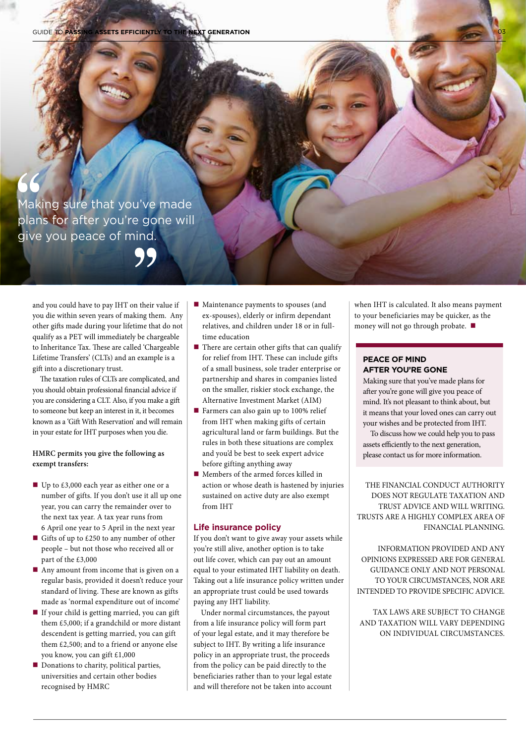> Making sure that you've made plans for after you're gone will give you peace of mind.

and you could have to pay IHT on their value if you die within seven years of making them. Any other gifts made during your lifetime that do not qualify as a PET will immediately be chargeable to Inheritance Tax. These are called 'Chargeable Lifetime Transfers' (CLTs) and an example is a gift into a discretionary trust.

The taxation rules of CLTs are complicated, and you should obtain professional financial advice if you are considering a CLT. Also, if you make a gift to someone but keep an interest in it, it becomes known as a 'Gift With Reservation' and will remain in your estate for IHT purposes when you die.

**HMRC permits you give the following as exempt transfers:**

- Up to £3,000 each year as either one or a number of gifts. If you don't use it all up one year, you can carry the remainder over to the next tax year. A tax year runs from 6 April one year to 5 April in the next year
- Gifts of up to £250 to any number of other people – but not those who received all or part of the £3,000
- Any amount from income that is given on a regular basis, provided it doesn't reduce your standard of living. These are known as gifts made as 'normal expenditure out of income'
- If your child is getting married, you can gift them £5,000; if a grandchild or more distant descendent is getting married, you can gift them £2,500; and to a friend or anyone else you know, you can gift £1,000
- Donations to charity, political parties, universities and certain other bodies recognised by HMRC
- Maintenance payments to spouses (and ex-spouses), elderly or infirm dependant relatives, and children under 18 or in full-time education
- There are certain other gifts that can qualify for relief from IHT. These can include gifts of a small business, sole trader enterprise or partnership and shares in companies listed on the smaller, riskier stock exchange, the Alternative Investment Market (AIM)
- Farmers can also gain up to 100% relief from IHT when making gifts of certain agricultural land or farm buildings. But the rules in both these situations are complex and you'd be best to seek expert advice before gifting anything away
- Members of the armed forces killed in action or whose death is hastened by injuries sustained on active duty are also exempt from IHT

## Life insurance policy

If you don't want to give away your assets while you're still alive, another option is to take out life cover, which can pay out an amount equal to your estimated IHT liability on death. Taking out a life insurance policy written under an appropriate trust could be used towards paying any IHT liability.

Under normal circumstances, the payout from a life insurance policy will form part of your legal estate, and it may therefore be subject to IHT. By writing a life insurance policy in an appropriate trust, the proceeds from the policy can be paid directly to the beneficiaries rather than to your legal estate and will therefore not be taken into account when IHT is calculated. It also means payment to your beneficiaries may be quicker, as the money will not go through probate. ■

### PEACE OF MIND AFTER YOU'RE GONE

Making sure that you've made plans for after you're gone will give you peace of mind. It's not pleasant to think about, but it means that your loved ones can carry out your wishes and be protected from IHT.

To discuss how we could help you to pass assets efficiently to the next generation, please contact us for more information.

THE FINANCIAL CONDUCT AUTHORITY DOES NOT REGULATE TAXATION AND TRUST ADVICE AND WILL WRITING. TRUSTS ARE A HIGHLY COMPLEX AREA OF FINANCIAL PLANNING.

INFORMATION PROVIDED AND ANY OPINIONS EXPRESSED ARE FOR GENERAL GUIDANCE ONLY AND NOT PERSONAL TO YOUR CIRCUMSTANCES, NOR ARE INTENDED TO PROVIDE SPECIFIC ADVICE.

TAX LAWS ARE SUBJECT TO CHANGE AND TAXATION WILL VARY DEPENDING ON INDIVIDUAL CIRCUMSTANCES.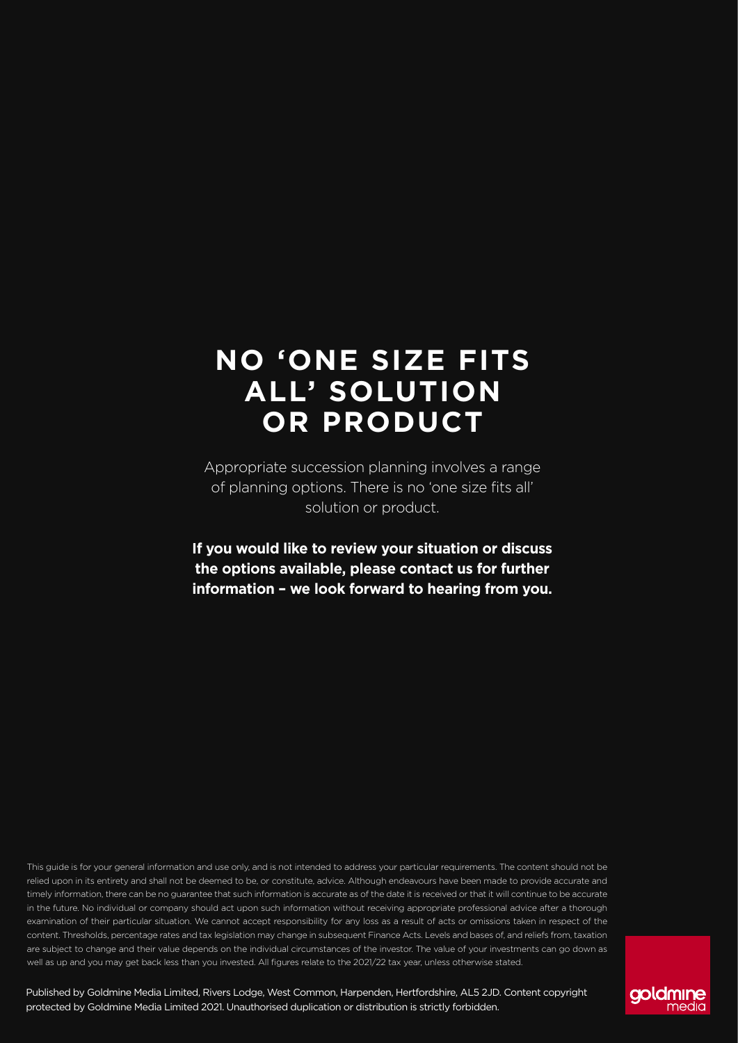# NO 'ONE SIZE FITS ALL' SOLUTION OR PRODUCT

Appropriate succession planning involves a range of planning options. There is no 'one size fits all' solution or product.

**If you would like to review your situation or discuss the options available, please contact us for further information – we look forward to hearing from you.**

This guide is for your general information and use only, and is not intended to address your particular requirements. The content should not be relied upon in its entirety and shall not be deemed to be, or constitute, advice. Although endeavours have been made to provide accurate and timely information, there can be no guarantee that such information is accurate as of the date it is received or that it will continue to be accurate in the future. No individual or company should act upon such information without receiving appropriate professional advice after a thorough examination of their particular situation. We cannot accept responsibility for any loss as a result of acts or omissions taken in respect of the content. Thresholds, percentage rates and tax legislation may change in subsequent Finance Acts. Levels and bases of, and reliefs from, taxation are subject to change and their value depends on the individual circumstances of the investor. The value of your investments can go down as well as up and you may get back less than you invested. All figures relate to the 2021/22 tax year, unless otherwise stated.

Published by Goldmine Media Limited, Rivers Lodge, West Common, Harpenden, Hertfordshire, AL5 2JD. Content copyright protected by Goldmine Media Limited 2021. Unauthorised duplication or distribution is strictly forbidden.

goldmine media